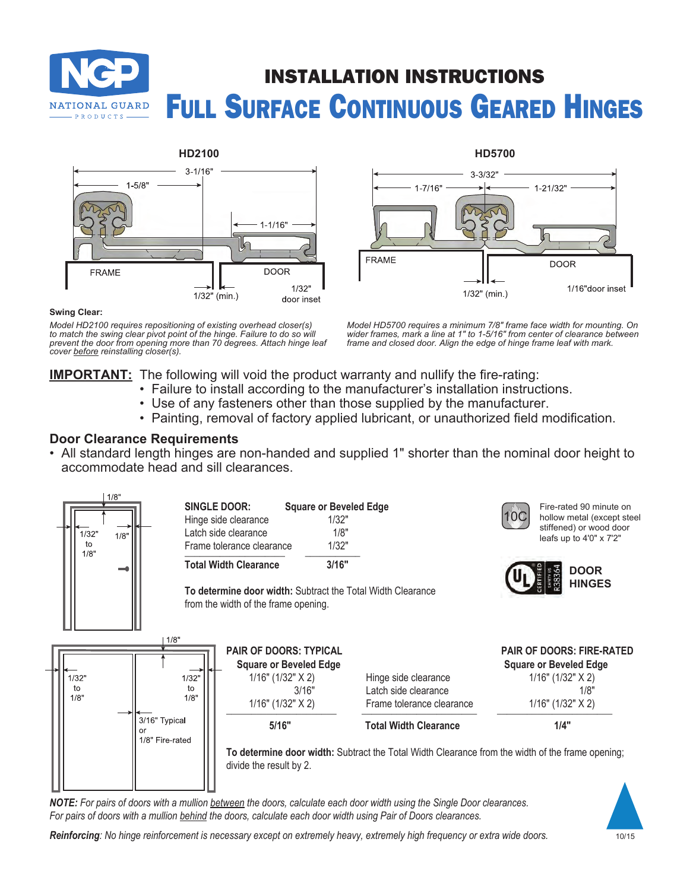# INSTALLATION INSTRUCTIONS

# Full Surface Continuous Geared Hinges

**HD2100**

3-1/16"
1-5/8"
1-1/16"
FRAME
DOOR
1/32" (min.)
1/32" door inset

**HD5700**

3-3/32"
1-7/16"
1-21/32"
FRAME
DOOR
1/32" (min.)
1/16"door inset

**Swing Clear:**

*Model HD2100 requires repositioning of existing overhead closer(s) to match the swing clear pivot point of the hinge. Failure to do so will prevent the door from opening more than 70 degrees. Attach hinge leaf cover before reinstalling closer(s).*

*Model HD5700 requires a minimum 7/8" frame face width for mounting. On wider frames, mark a line at 1" to 1-5/16" from center of clearance between frame and closed door. Align the edge of hinge frame leaf with mark.*

**IMPORTANT:** The following will void the product warranty and nullify the fire-rating:
- Failure to install according to the manufacturer's installation instructions.
- Use of any fasteners other than those supplied by the manufacturer.
- Painting, removal of factory applied lubricant, or unauthorized field modification.

## Door Clearance Requirements

- All standard length hinges are non-handed and supplied 1" shorter than the nominal door height to accommodate head and sill clearances.

| SINGLE DOOR: | Square or Beveled Edge |
|---|---|
| Hinge side clearance | 1/32" |
| Latch side clearance | 1/8" |
| Frame tolerance clearance | 1/32" |
| **Total Width Clearance** | **3/16"** |

**To determine door width:** Subtract the Total Width Clearance from the width of the frame opening.

Fire-rated 90 minute on hollow metal (except steel stiffened) or wood door leafs up to 4'0" x 7'2"

DOOR HINGES

| PAIR OF DOORS: TYPICAL Square or Beveled Edge | | PAIR OF DOORS: FIRE-RATED Square or Beveled Edge |
|---|---|---|
| 1/16" (1/32" X 2) | Hinge side clearance | 1/16" (1/32" X 2) |
| 3/16" | Latch side clearance | 1/8" |
| 1/16" (1/32" X 2) | Frame tolerance clearance | 1/16" (1/32" X 2) |
| **5/16"** | **Total Width Clearance** | **1/4"** |

**To determine door width:** Subtract the Total Width Clearance from the width of the frame opening; divide the result by 2.

***NOTE:*** *For pairs of doors with a mullion between the doors, calculate each door width using the Single Door clearances. For pairs of doors with a mullion behind the doors, calculate each door width using Pair of Doors clearances.*

***Reinforcing****: No hinge reinforcement is necessary except on extremely heavy, extremely high frequency or extra wide doors.*

10/15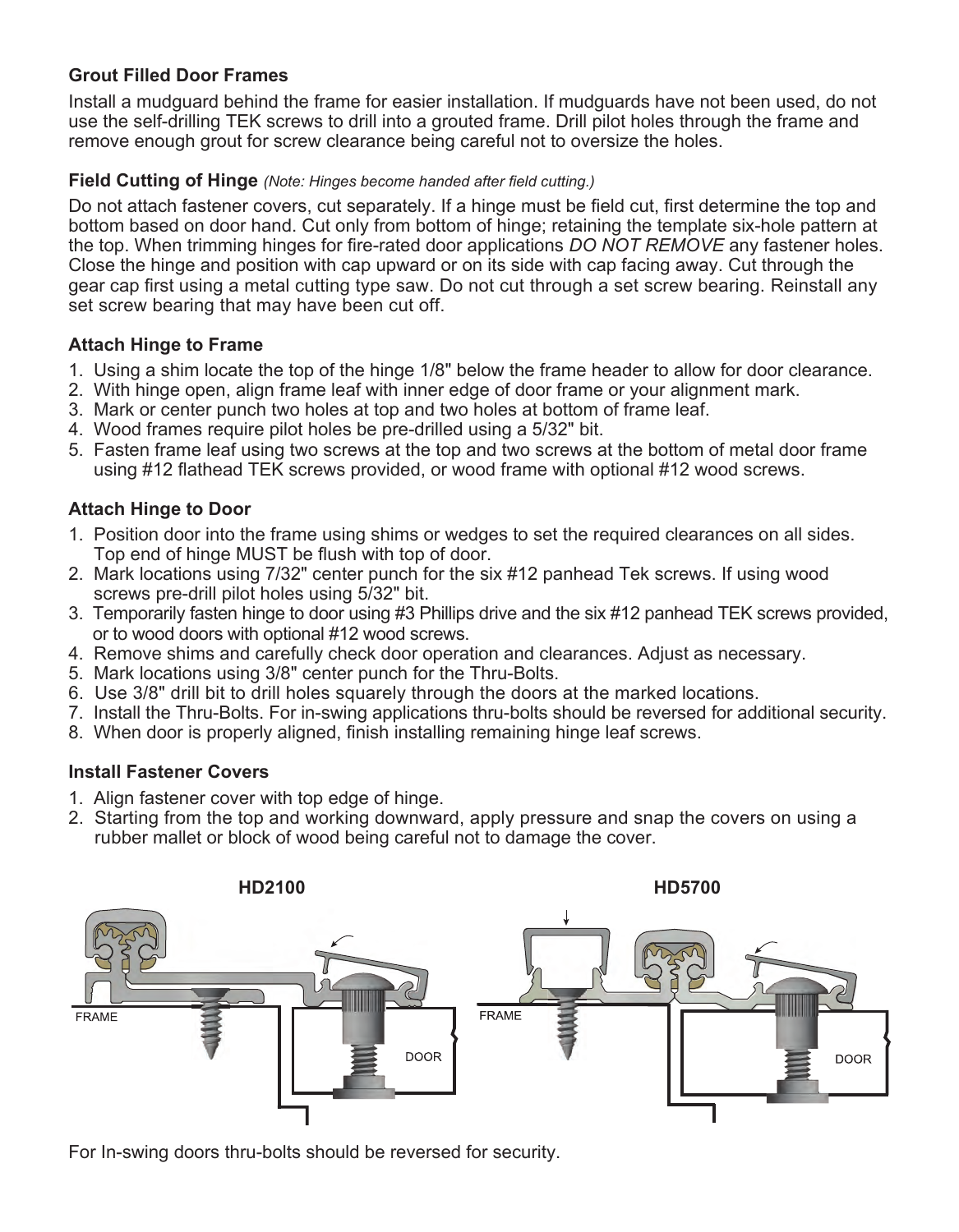### Grout Filled Door Frames

Install a mudguard behind the frame for easier installation. If mudguards have not been used, do not use the self-drilling TEK screws to drill into a grouted frame. Drill pilot holes through the frame and remove enough grout for screw clearance being careful not to oversize the holes.

### Field Cutting of Hinge *(Note: Hinges become handed after field cutting.)*

Do not attach fastener covers, cut separately. If a hinge must be field cut, first determine the top and bottom based on door hand. Cut only from bottom of hinge; retaining the template six-hole pattern at the top. When trimming hinges for fire-rated door applications *DO NOT REMOVE* any fastener holes. Close the hinge and position with cap upward or on its side with cap facing away. Cut through the gear cap first using a metal cutting type saw. Do not cut through a set screw bearing. Reinstall any set screw bearing that may have been cut off.

### Attach Hinge to Frame

1. Using a shim locate the top of the hinge 1/8" below the frame header to allow for door clearance.
2. With hinge open, align frame leaf with inner edge of door frame or your alignment mark.
3. Mark or center punch two holes at top and two holes at bottom of frame leaf.
4. Wood frames require pilot holes be pre-drilled using a 5/32" bit.
5. Fasten frame leaf using two screws at the top and two screws at the bottom of metal door frame using #12 flathead TEK screws provided, or wood frame with optional #12 wood screws.

### Attach Hinge to Door

1. Position door into the frame using shims or wedges to set the required clearances on all sides. Top end of hinge MUST be flush with top of door.
2. Mark locations using 7/32" center punch for the six #12 panhead Tek screws. If using wood screws pre-drill pilot holes using 5/32" bit.
3. Temporarily fasten hinge to door using #3 Phillips drive and the six #12 panhead TEK screws provided, or to wood doors with optional #12 wood screws.
4. Remove shims and carefully check door operation and clearances. Adjust as necessary.
5. Mark locations using 3/8" center punch for the Thru-Bolts.
6. Use 3/8" drill bit to drill holes squarely through the doors at the marked locations.
7. Install the Thru-Bolts. For in-swing applications thru-bolts should be reversed for additional security.
8. When door is properly aligned, finish installing remaining hinge leaf screws.

### Install Fastener Covers

1. Align fastener cover with top edge of hinge.
2. Starting from the top and working downward, apply pressure and snap the covers on using a rubber mallet or block of wood being careful not to damage the cover.

**HD2100** **HD5700**

FRAME DOOR FRAME DOOR

For In-swing doors thru-bolts should be reversed for security.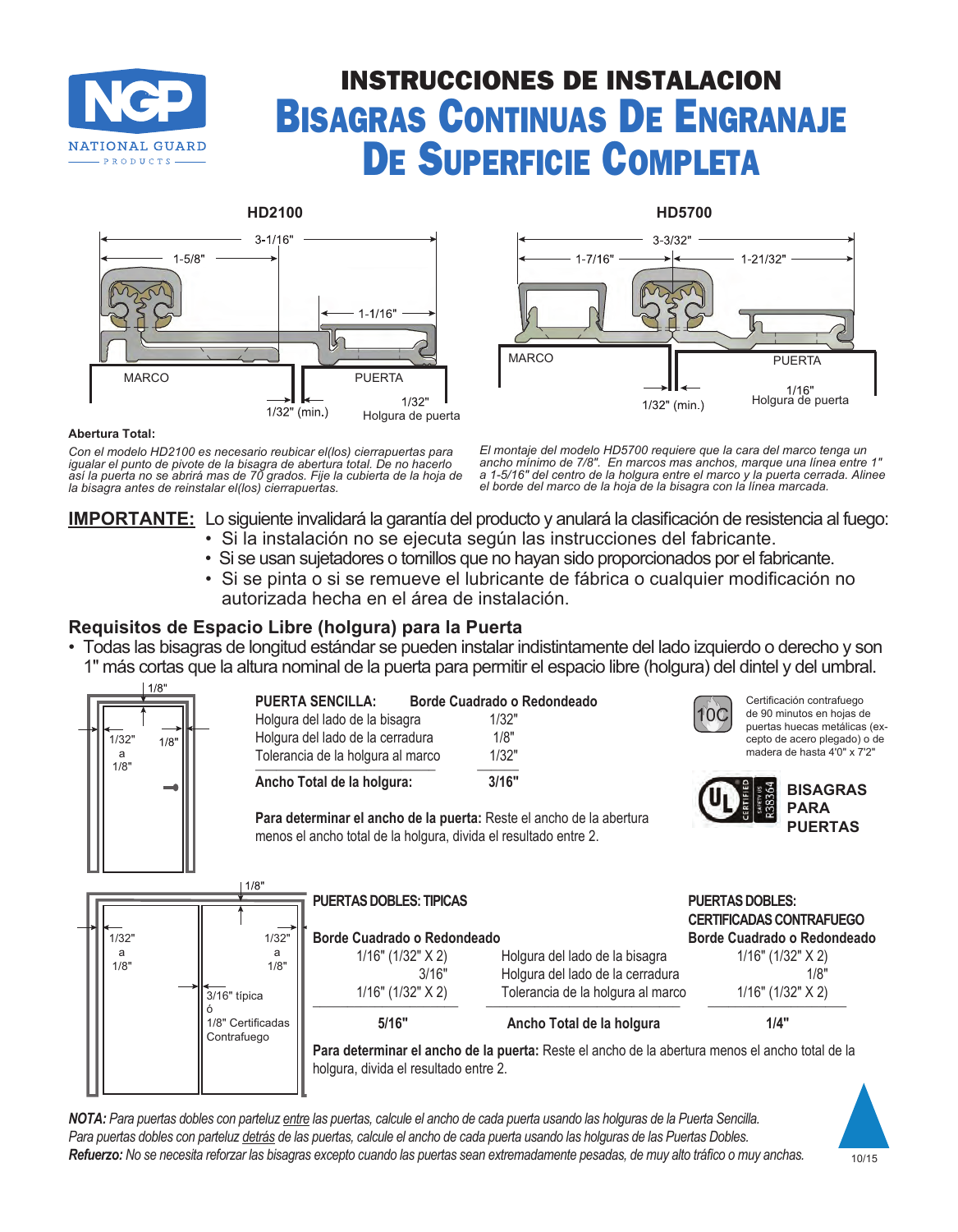# INSTRUCCIONES DE INSTALACION

# Bisagras Continuas De Engranaje De Superficie Completa

**HD2100**

3-1/16"
1-5/8"
1-1/16"
MARCO
PUERTA
1/32" (min.)
1/32" Holgura de puerta

**HD5700**

3-3/32"
1-7/16"
1-21/32"
MARCO
PUERTA
1/32" (min.)
1/16" Holgura de puerta

**Abertura Total:**

*Con el modelo HD2100 es necesario reubicar el(los) cierrapuertas para igualar el punto de pivote de la bisagra de abertura total. De no hacerlo así la puerta no se abrirá mas de 70 grados. Fije la cubierta de la hoja de la bisagra antes de reinstalar el(los) cierrapuertas.*

*El montaje del modelo HD5700 requiere que la cara del marco tenga un ancho mínimo de 7/8". En marcos mas anchos, marque una línea entre 1" a 1-5/16" del centro de la holgura entre el marco y la puerta cerrada. Alinee el borde del marco de la hoja de la bisagra con la línea marcada.*

**IMPORTANTE:** Lo siguiente invalidará la garantía del producto y anulará la clasificación de resistencia al fuego:
- Si la instalación no se ejecuta según las instrucciones del fabricante.
- Si se usan sujetadores o tornillos que no hayan sido proporcionados por el fabricante.
- Si se pinta o si se remueve el lubricante de fábrica o cualquier modificación no autorizada hecha en el área de instalación.

## Requisitos de Espacio Libre (holgura) para la Puerta

- Todas las bisagras de longitud estándar se pueden instalar indistintamente del lado izquierdo o derecho y son 1" más cortas que la altura nominal de la puerta para permitir el espacio libre (holgura) del dintel y del umbral.

1/8"
1/32" a 1/8"
1/8"

| PUERTA SENCILLA: | Borde Cuadrado o Redondeado |
|---|---|
| Holgura del lado de la bisagra | 1/32" |
| Holgura del lado de la cerradura | 1/8" |
| Tolerancia de la holgura al marco | 1/32" |
| **Ancho Total de la holgura:** | **3/16"** |

**Para determinar el ancho de la puerta:** Reste el ancho de la abertura menos el ancho total de la holgura, divida el resultado entre 2.

10C — Certificación contrafuego de 90 minutos en hojas de puertas huecas metálicas (excepto de acero plegado) o de madera de hasta 4'0" x 7'2"

UL CERTIFIED SAFETY US R38364 — **BISAGRAS PARA PUERTAS**

1/8"
1/32" a 1/8"
1/32" a 1/8"
3/16" típica ó 1/8" Certificadas Contrafuego

| PUERTAS DOBLES: TIPICAS<br>Borde Cuadrado o Redondeado | | PUERTAS DOBLES: CERTIFICADAS CONTRAFUEGO<br>Borde Cuadrado o Redondeado |
|---|---|---|
| 1/16" (1/32" X 2) | Holgura del lado de la bisagra | 1/16" (1/32" X 2) |
| 3/16" | Holgura del lado de la cerradura | 1/8" |
| 1/16" (1/32" X 2) | Tolerancia de la holgura al marco | 1/16" (1/32" X 2) |
| **5/16"** | **Ancho Total de la holgura** | **1/4"** |

**Para determinar el ancho de la puerta:** Reste el ancho de la abertura menos el ancho total de la holgura, divida el resultado entre 2.

***NOTA:*** *Para puertas dobles con parteluz entre las puertas, calcule el ancho de cada puerta usando las holguras de la Puerta Sencilla.*
*Para puertas dobles con parteluz detrás de las puertas, calcule el ancho de cada puerta usando las holguras de las Puertas Dobles.*
***Refuerzo:*** *No se necesita reforzar las bisagras excepto cuando las puertas sean extremadamente pesadas, de muy alto tráfico o muy anchas.*

10/15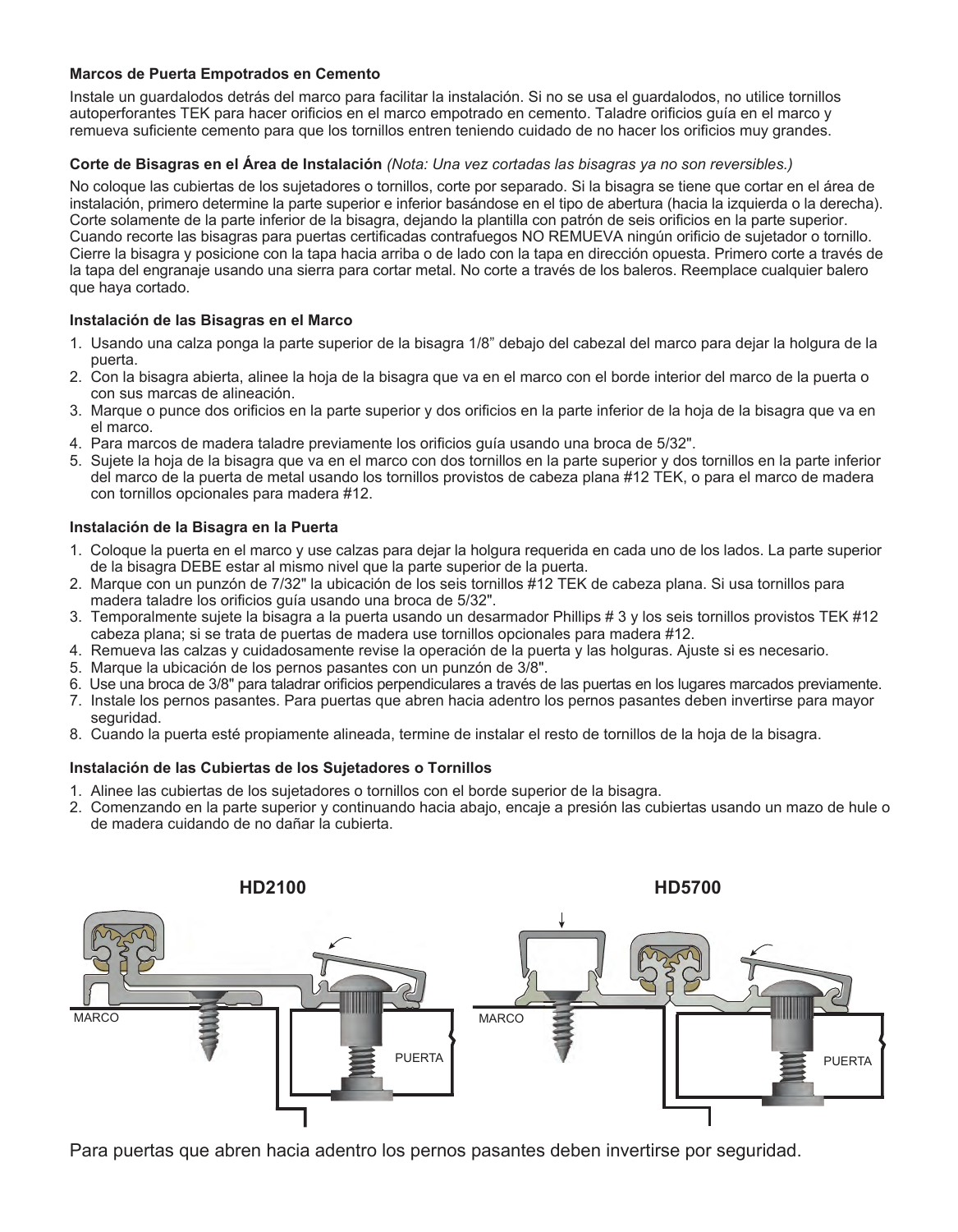### Marcos de Puerta Empotrados en Cemento

Instale un guardalodos detrás del marco para facilitar la instalación. Si no se usa el guardalodos, no utilice tornillos autoperforantes TEK para hacer orificios en el marco empotrado en cemento. Taladre orificios guía en el marco y remueva suficiente cemento para que los tornillos entren teniendo cuidado de no hacer los orificios muy grandes.

### Corte de Bisagras en el Área de Instalación *(Nota: Una vez cortadas las bisagras ya no son reversibles.)*

No coloque las cubiertas de los sujetadores o tornillos, corte por separado. Si la bisagra se tiene que cortar en el área de instalación, primero determine la parte superior e inferior basándose en el tipo de abertura (hacia la izquierda o la derecha). Corte solamente de la parte inferior de la bisagra, dejando la plantilla con patrón de seis orificios en la parte superior. Cuando recorte las bisagras para puertas certificadas contrafuegos NO REMUEVA ningún orificio de sujetador o tornillo. Cierre la bisagra y posicione con la tapa hacia arriba o de lado con la tapa en dirección opuesta. Primero corte a través de la tapa del engranaje usando una sierra para cortar metal. No corte a través de los baleros. Reemplace cualquier balero que haya cortado.

### Instalación de las Bisagras en el Marco

1. Usando una calza ponga la parte superior de la bisagra 1/8” debajo del cabezal del marco para dejar la holgura de la puerta.
2. Con la bisagra abierta, alinee la hoja de la bisagra que va en el marco con el borde interior del marco de la puerta o con sus marcas de alineación.
3. Marque o punce dos orificios en la parte superior y dos orificios en la parte inferior de la hoja de la bisagra que va en el marco.
4. Para marcos de madera taladre previamente los orificios guía usando una broca de 5/32".
5. Sujete la hoja de la bisagra que va en el marco con dos tornillos en la parte superior y dos tornillos en la parte inferior del marco de la puerta de metal usando los tornillos provistos de cabeza plana #12 TEK, o para el marco de madera con tornillos opcionales para madera #12.

### Instalación de la Bisagra en la Puerta

1. Coloque la puerta en el marco y use calzas para dejar la holgura requerida en cada uno de los lados. La parte superior de la bisagra DEBE estar al mismo nivel que la parte superior de la puerta.
2. Marque con un punzón de 7/32" la ubicación de los seis tornillos #12 TEK de cabeza plana. Si usa tornillos para madera taladre los orificios guía usando una broca de 5/32".
3. Temporalmente sujete la bisagra a la puerta usando un desarmador Phillips # 3 y los seis tornillos provistos TEK #12 cabeza plana; si se trata de puertas de madera use tornillos opcionales para madera #12.
4. Remueva las calzas y cuidadosamente revise la operación de la puerta y las holguras. Ajuste si es necesario.
5. Marque la ubicación de los pernos pasantes con un punzón de 3/8".
6. Use una broca de 3/8" para taladrar orificios perpendiculares a través de las puertas en los lugares marcados previamente.
7. Instale los pernos pasantes. Para puertas que abren hacia adentro los pernos pasantes deben invertirse para mayor seguridad.
8. Cuando la puerta esté propiamente alineada, termine de instalar el resto de tornillos de la hoja de la bisagra.

### Instalación de las Cubiertas de los Sujetadores o Tornillos

1. Alinee las cubiertas de los sujetadores o tornillos con el borde superior de la bisagra.
2. Comenzando en la parte superior y continuando hacia abajo, encaje a presión las cubiertas usando un mazo de hule o de madera cuidando de no dañar la cubierta.

HD2100

MARCO

PUERTA

HD5700

MARCO

PUERTA

Para puertas que abren hacia adentro los pernos pasantes deben invertirse por seguridad.